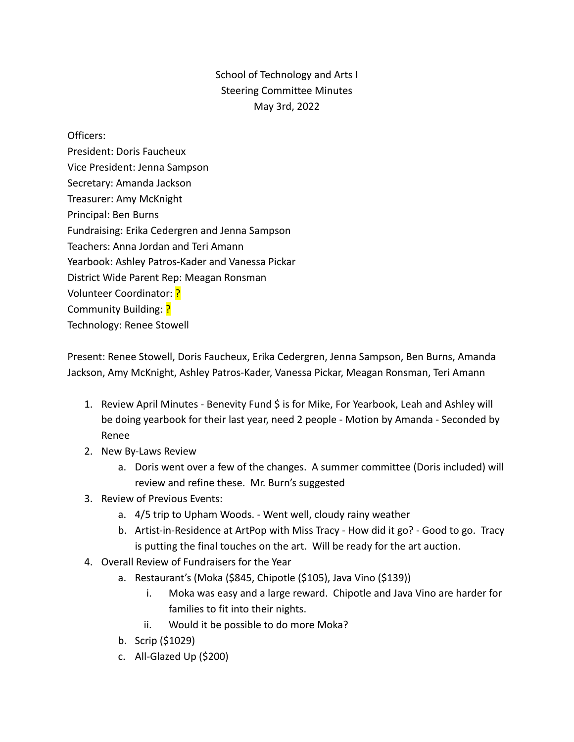School of Technology and Arts I
Steering Committee Minutes
May 3rd, 2022

Officers:
President: Doris Faucheux
Vice President: Jenna Sampson
Secretary: Amanda Jackson
Treasurer: Amy McKnight
Principal: Ben Burns
Fundraising: Erika Cedergren and Jenna Sampson
Teachers: Anna Jordan and Teri Amann
Yearbook: Ashley Patros-Kader and Vanessa Pickar
District Wide Parent Rep: Meagan Ronsman
Volunteer Coordinator: ?
Community Building: ?
Technology: Renee Stowell

Present: Renee Stowell, Doris Faucheux, Erika Cedergren, Jenna Sampson, Ben Burns, Amanda Jackson, Amy McKnight, Ashley Patros-Kader, Vanessa Pickar, Meagan Ronsman, Teri Amann

1. Review April Minutes - Benevity Fund $ is for Mike, For Yearbook, Leah and Ashley will be doing yearbook for their last year, need 2 people - Motion by Amanda - Seconded by Renee
2. New By-Laws Review
    a. Doris went over a few of the changes. A summer committee (Doris included) will review and refine these. Mr. Burn's suggested
3. Review of Previous Events:
    a. 4/5 trip to Upham Woods. - Went well, cloudy rainy weather
    b. Artist-in-Residence at ArtPop with Miss Tracy - How did it go? - Good to go. Tracy is putting the final touches on the art. Will be ready for the art auction.
4. Overall Review of Fundraisers for the Year
    a. Restaurant's (Moka ($845, Chipotle ($105), Java Vino ($139))
        i. Moka was easy and a large reward. Chipotle and Java Vino are harder for families to fit into their nights.
        ii. Would it be possible to do more Moka?
    b. Scrip ($1029)
    c. All-Glazed Up ($200)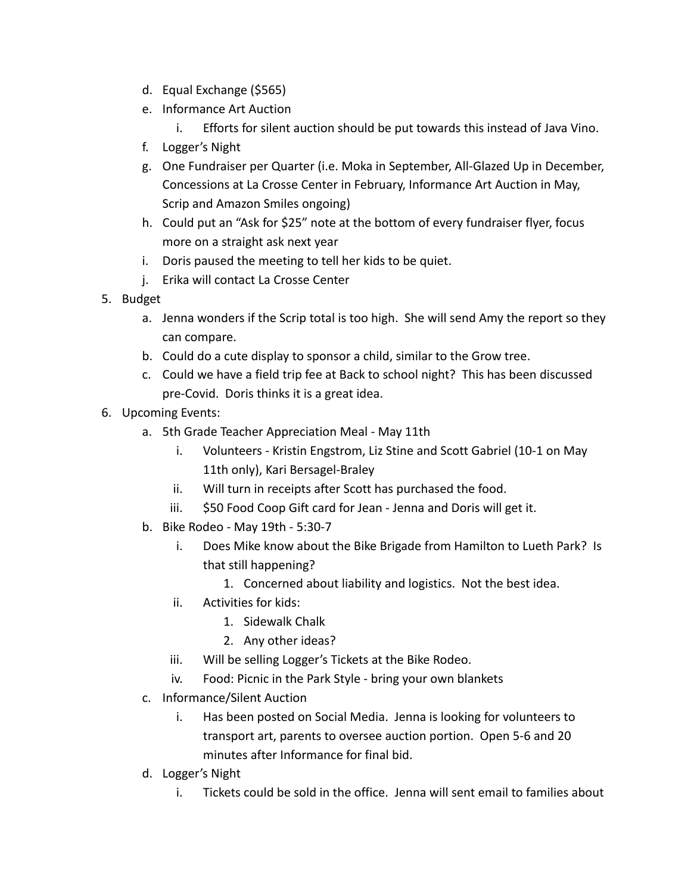d. Equal Exchange ($565)
e. Informance Art Auction
    i. Efforts for silent auction should be put towards this instead of Java Vino.
f. Logger's Night
g. One Fundraiser per Quarter (i.e. Moka in September, All-Glazed Up in December, Concessions at La Crosse Center in February, Informance Art Auction in May, Scrip and Amazon Smiles ongoing)
h. Could put an "Ask for $25" note at the bottom of every fundraiser flyer, focus more on a straight ask next year
i. Doris paused the meeting to tell her kids to be quiet.
j. Erika will contact La Crosse Center

5. Budget
    a. Jenna wonders if the Scrip total is too high. She will send Amy the report so they can compare.
    b. Could do a cute display to sponsor a child, similar to the Grow tree.
    c. Could we have a field trip fee at Back to school night? This has been discussed pre-Covid. Doris thinks it is a great idea.
6. Upcoming Events:
    a. 5th Grade Teacher Appreciation Meal - May 11th
        i. Volunteers - Kristin Engstrom, Liz Stine and Scott Gabriel (10-1 on May 11th only), Kari Bersagel-Braley
        ii. Will turn in receipts after Scott has purchased the food.
        iii. $50 Food Coop Gift card for Jean - Jenna and Doris will get it.
    b. Bike Rodeo - May 19th - 5:30-7
        i. Does Mike know about the Bike Brigade from Hamilton to Lueth Park? Is that still happening?
            1. Concerned about liability and logistics. Not the best idea.
        ii. Activities for kids:
            1. Sidewalk Chalk
            2. Any other ideas?
        iii. Will be selling Logger's Tickets at the Bike Rodeo.
        iv. Food: Picnic in the Park Style - bring your own blankets
    c. Informance/Silent Auction
        i. Has been posted on Social Media. Jenna is looking for volunteers to transport art, parents to oversee auction portion. Open 5-6 and 20 minutes after Informance for final bid.
    d. Logger's Night
        i. Tickets could be sold in the office. Jenna will sent email to families about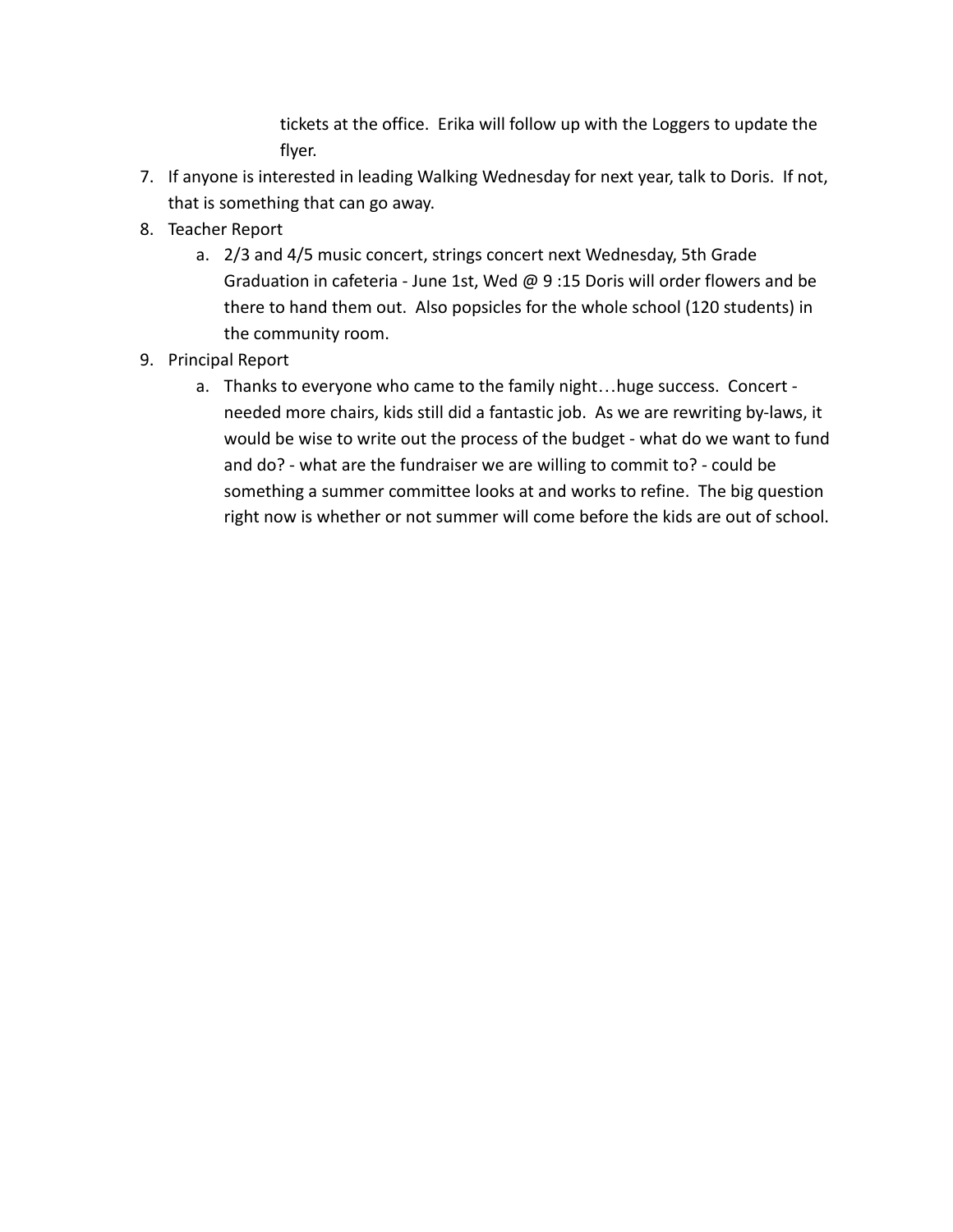tickets at the office.  Erika will follow up with the Loggers to update the flyer.

7. If anyone is interested in leading Walking Wednesday for next year, talk to Doris.  If not, that is something that can go away.
8. Teacher Report
    a. 2/3 and 4/5 music concert, strings concert next Wednesday, 5th Grade Graduation in cafeteria - June 1st, Wed @ 9 :15 Doris will order flowers and be there to hand them out.  Also popsicles for the whole school (120 students) in the community room.
9. Principal Report
    a. Thanks to everyone who came to the family night…huge success.  Concert - needed more chairs, kids still did a fantastic job.  As we are rewriting by-laws, it would be wise to write out the process of the budget - what do we want to fund and do? - what are the fundraiser we are willing to commit to? - could be something a summer committee looks at and works to refine.  The big question right now is whether or not summer will come before the kids are out of school.